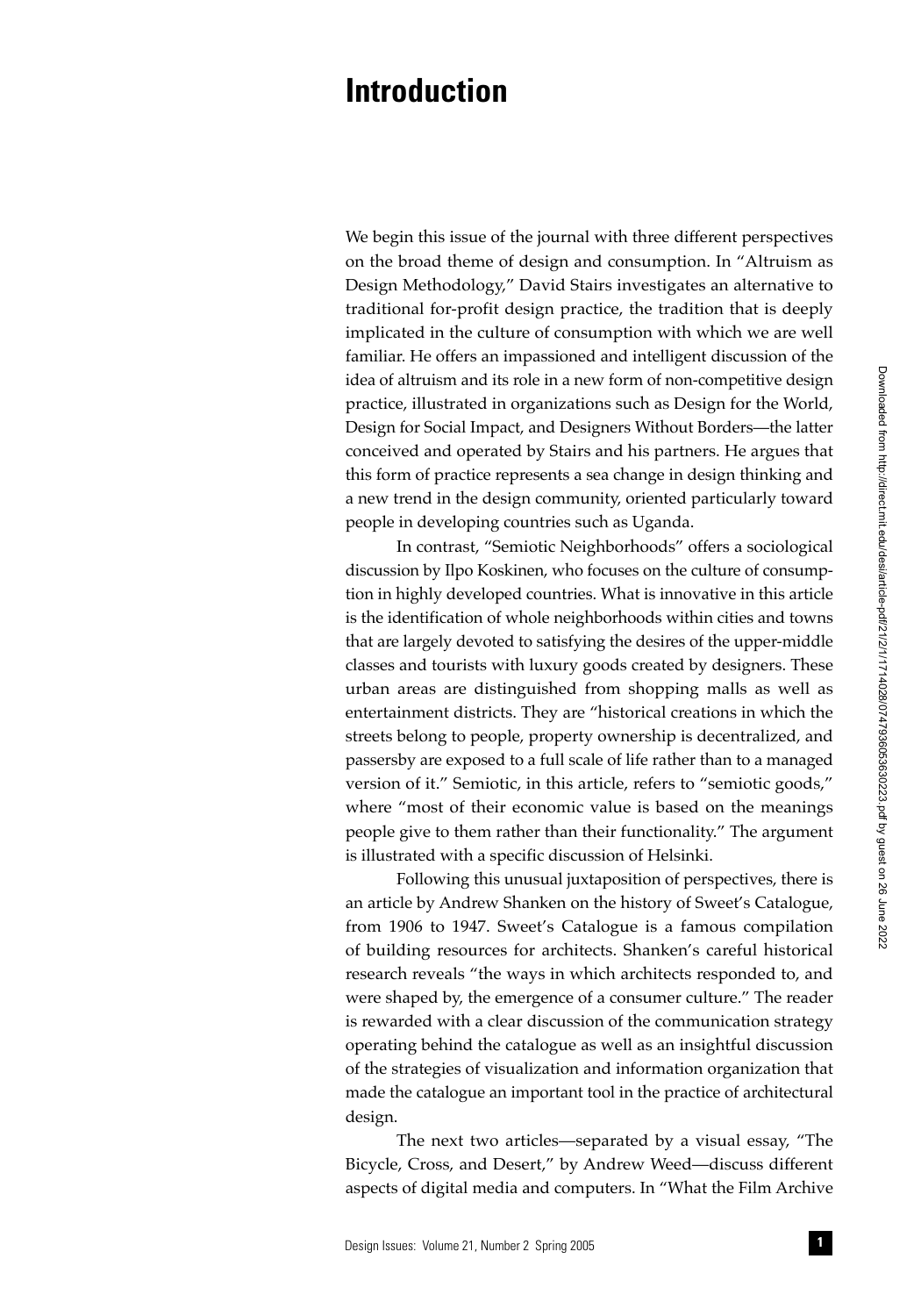# Introduction

We begin this issue of the journal with three different perspectives on the broad theme of design and consumption. In "Altruism as Design Methodology," David Stairs investigates an alternative to traditional for-profit design practice, the tradition that is deeply implicated in the culture of consumption with which we are well familiar. He offers an impassioned and intelligent discussion of the idea of altruism and its role in a new form of non-competitive design practice, illustrated in organizations such as Design for the World, Design for Social Impact, and Designers Without Borders—the latter conceived and operated by Stairs and his partners. He argues that this form of practice represents a sea change in design thinking and a new trend in the design community, oriented particularly toward people in developing countries such as Uganda.

In contrast, "Semiotic Neighborhoods" offers a sociological discussion by Ilpo Koskinen, who focuses on the culture of consumption in highly developed countries. What is innovative in this article is the identification of whole neighborhoods within cities and towns that are largely devoted to satisfying the desires of the upper-middle classes and tourists with luxury goods created by designers. These urban areas are distinguished from shopping malls as well as entertainment districts. They are "historical creations in which the streets belong to people, property ownership is decentralized, and passersby are exposed to a full scale of life rather than to a managed version of it." Semiotic, in this article, refers to "semiotic goods," where "most of their economic value is based on the meanings people give to them rather than their functionality." The argument is illustrated with a specific discussion of Helsinki.

Following this unusual juxtaposition of perspectives, there is an article by Andrew Shanken on the history of Sweet's Catalogue, from 1906 to 1947. Sweet's Catalogue is a famous compilation of building resources for architects. Shanken's careful historical research reveals "the ways in which architects responded to, and were shaped by, the emergence of a consumer culture." The reader is rewarded with a clear discussion of the communication strategy operating behind the catalogue as well as an insightful discussion of the strategies of visualization and information organization that made the catalogue an important tool in the practice of architectural design.

The next two articles—separated by a visual essay, "The Bicycle, Cross, and Desert," by Andrew Weed—discuss different aspects of digital media and computers. In "What the Film Archive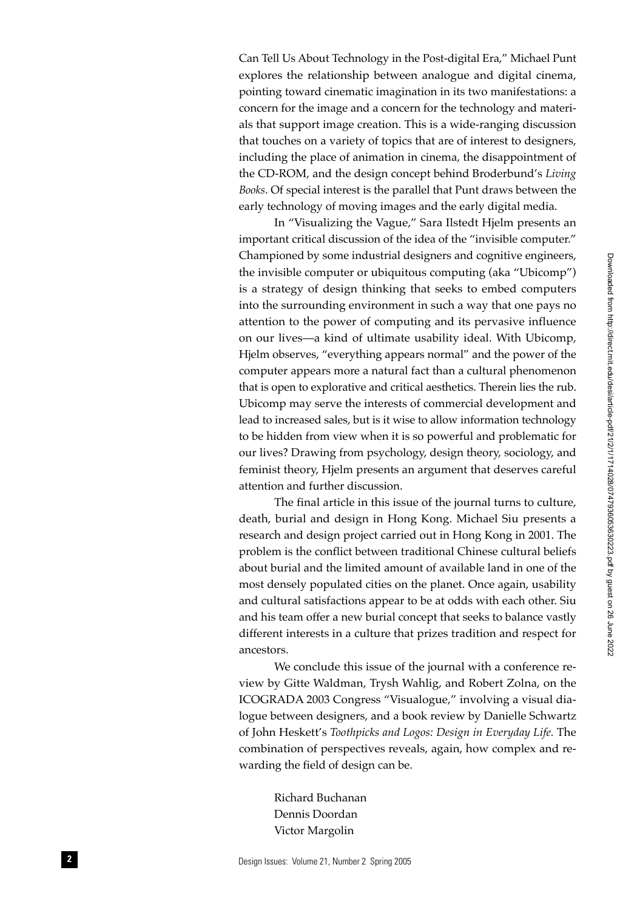Can Tell Us About Technology in the Post-digital Era," Michael Punt explores the relationship between analogue and digital cinema, pointing toward cinematic imagination in its two manifestations: a concern for the image and a concern for the technology and materials that support image creation. This is a wide-ranging discussion that touches on a variety of topics that are of interest to designers, including the place of animation in cinema, the disappointment of the CD-ROM, and the design concept behind Broderbund's *Living Books*. Of special interest is the parallel that Punt draws between the early technology of moving images and the early digital media.

In "Visualizing the Vague," Sara Ilstedt Hjelm presents an important critical discussion of the idea of the "invisible computer." Championed by some industrial designers and cognitive engineers, the invisible computer or ubiquitous computing (aka "Ubicomp") is a strategy of design thinking that seeks to embed computers into the surrounding environment in such a way that one pays no attention to the power of computing and its pervasive influence on our lives—a kind of ultimate usability ideal. With Ubicomp, Hjelm observes, "everything appears normal" and the power of the computer appears more a natural fact than a cultural phenomenon that is open to explorative and critical aesthetics. Therein lies the rub. Ubicomp may serve the interests of commercial development and lead to increased sales, but is it wise to allow information technology to be hidden from view when it is so powerful and problematic for our lives? Drawing from psychology, design theory, sociology, and feminist theory, Hjelm presents an argument that deserves careful attention and further discussion.

The final article in this issue of the journal turns to culture, death, burial and design in Hong Kong. Michael Siu presents a research and design project carried out in Hong Kong in 2001. The problem is the conflict between traditional Chinese cultural beliefs about burial and the limited amount of available land in one of the most densely populated cities on the planet. Once again, usability and cultural satisfactions appear to be at odds with each other. Siu and his team offer a new burial concept that seeks to balance vastly different interests in a culture that prizes tradition and respect for ancestors.

We conclude this issue of the journal with a conference review by Gitte Waldman, Trysh Wahlig, and Robert Zolna, on the ICOGRADA 2003 Congress "Visualogue," involving a visual dialogue between designers, and a book review by Danielle Schwartz of John Heskett's *Toothpicks and Logos: Design in Everyday Life*. The combination of perspectives reveals, again, how complex and rewarding the field of design can be.

Richard Buchanan
Dennis Doordan
Victor Margolin